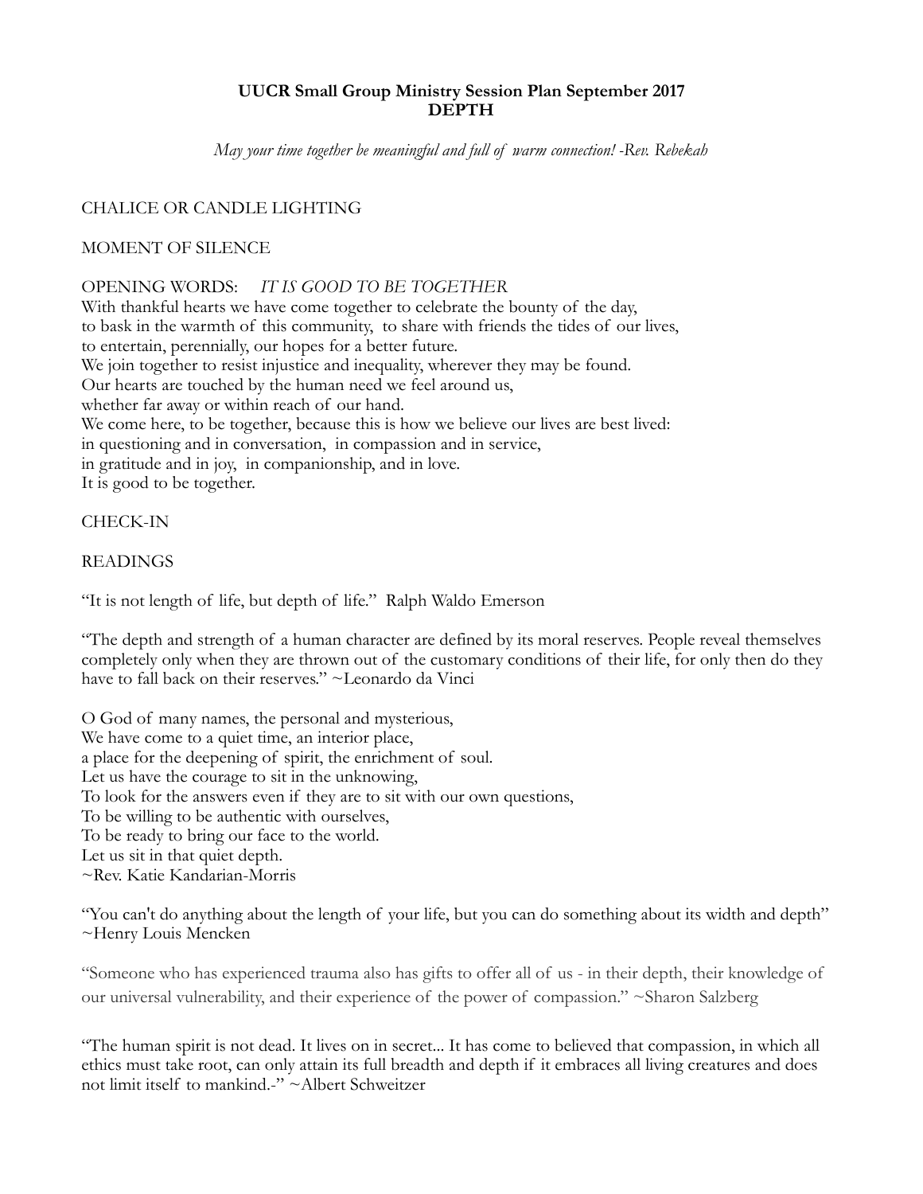**UUCR Small Group Ministry Session Plan September 2017**
**DEPTH**

*May your time together be meaningful and full of warm connection! -Rev. Rebekah*

CHALICE OR CANDLE LIGHTING

MOMENT OF SILENCE

OPENING WORDS: *IT IS GOOD TO BE TOGETHER*
With thankful hearts we have come together to celebrate the bounty of the day,
to bask in the warmth of this community, to share with friends the tides of our lives,
to entertain, perennially, our hopes for a better future.
We join together to resist injustice and inequality, wherever they may be found.
Our hearts are touched by the human need we feel around us,
whether far away or within reach of our hand.
We come here, to be together, because this is how we believe our lives are best lived:
in questioning and in conversation, in compassion and in service,
in gratitude and in joy, in companionship, and in love.
It is good to be together.

CHECK-IN

READINGS

"It is not length of life, but depth of life." Ralph Waldo Emerson

"The depth and strength of a human character are defined by its moral reserves. People reveal themselves completely only when they are thrown out of the customary conditions of their life, for only then do they have to fall back on their reserves." ~Leonardo da Vinci

O God of many names, the personal and mysterious,
We have come to a quiet time, an interior place,
a place for the deepening of spirit, the enrichment of soul.
Let us have the courage to sit in the unknowing,
To look for the answers even if they are to sit with our own questions,
To be willing to be authentic with ourselves,
To be ready to bring our face to the world.
Let us sit in that quiet depth.
~Rev. Katie Kandarian-Morris

"You can't do anything about the length of your life, but you can do something about its width and depth" ~Henry Louis Mencken

"Someone who has experienced trauma also has gifts to offer all of us - in their depth, their knowledge of our universal vulnerability, and their experience of the power of compassion." ~Sharon Salzberg

"The human spirit is not dead. It lives on in secret... It has come to believed that compassion, in which all ethics must take root, can only attain its full breadth and depth if it embraces all living creatures and does not limit itself to mankind.-" ~Albert Schweitzer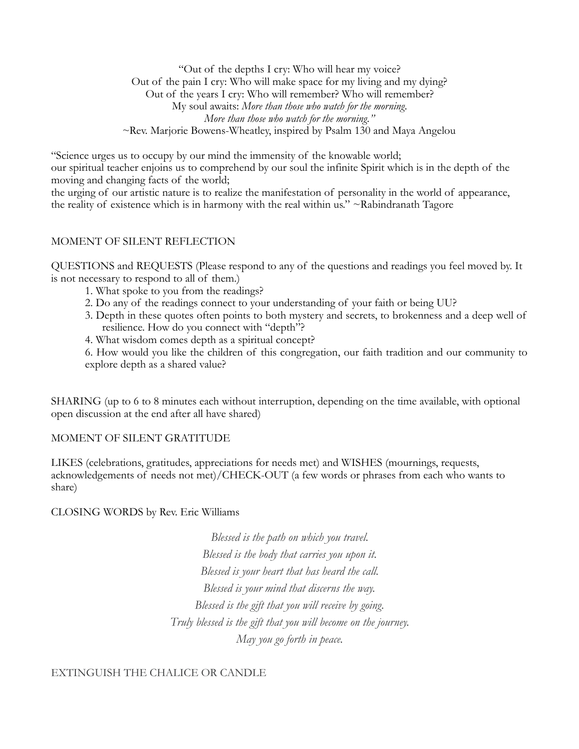"Out of the depths I cry: Who will hear my voice?
Out of the pain I cry: Who will make space for my living and my dying?
Out of the years I cry: Who will remember? Who will remember?
My soul awaits: *More than those who watch for the morning.*
*More than those who watch for the morning."*
~Rev. Marjorie Bowens-Wheatley, inspired by Psalm 130 and Maya Angelou

"Science urges us to occupy by our mind the immensity of the knowable world;
our spiritual teacher enjoins us to comprehend by our soul the infinite Spirit which is in the depth of the moving and changing facts of the world;
the urging of our artistic nature is to realize the manifestation of personality in the world of appearance, the reality of existence which is in harmony with the real within us." ~Rabindranath Tagore

MOMENT OF SILENT REFLECTION

QUESTIONS and REQUESTS (Please respond to any of the questions and readings you feel moved by. It is not necessary to respond to all of them.)

1. What spoke to you from the readings?
2. Do any of the readings connect to your understanding of your faith or being UU?
3. Depth in these quotes often points to both mystery and secrets, to brokenness and a deep well of resilience. How do you connect with "depth"?
4. What wisdom comes depth as a spiritual concept?
6. How would you like the children of this congregation, our faith tradition and our community to explore depth as a shared value?

SHARING (up to 6 to 8 minutes each without interruption, depending on the time available, with optional open discussion at the end after all have shared)

MOMENT OF SILENT GRATITUDE

LIKES (celebrations, gratitudes, appreciations for needs met) and WISHES (mournings, requests, acknowledgements of needs not met)/CHECK-OUT (a few words or phrases from each who wants to share)

CLOSING WORDS by Rev. Eric Williams

*Blessed is the path on which you travel.*
*Blessed is the body that carries you upon it.*
*Blessed is your heart that has heard the call.*
*Blessed is your mind that discerns the way.*
*Blessed is the gift that you will receive by going.*
*Truly blessed is the gift that you will become on the journey.*
*May you go forth in peace.*

EXTINGUISH THE CHALICE OR CANDLE